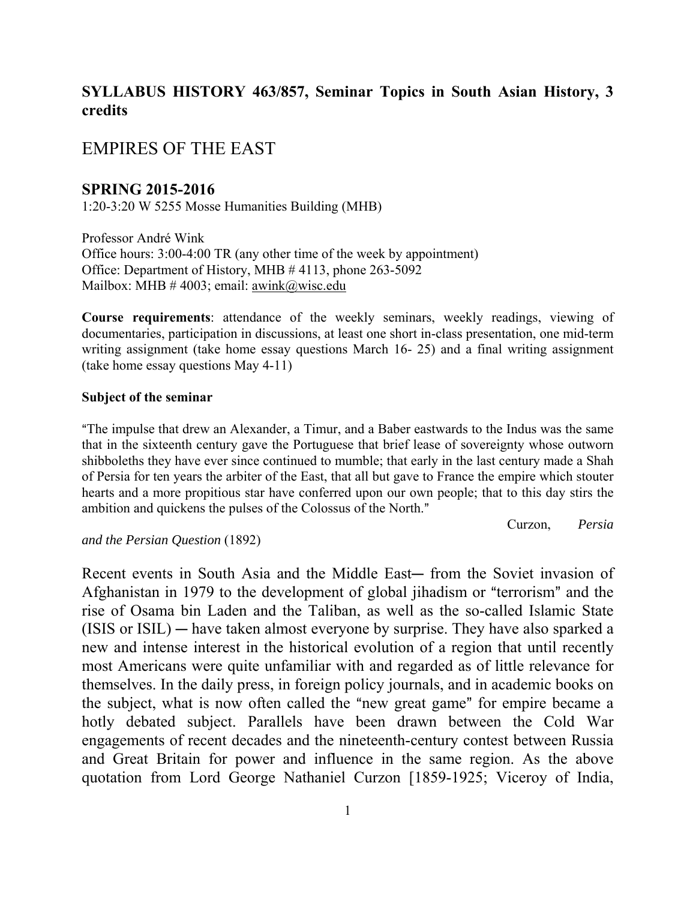## SYLLABUS HISTORY 463/857, Seminar Topics in South Asian History, 3 credits

# EMPIRES OF THE EAST

## SPRING 2015-2016

1:20-3:20 W 5255 Mosse Humanities Building (MHB)

Professor André Wink
Office hours: 3:00-4:00 TR (any other time of the week by appointment)
Office: Department of History, MHB # 4113, phone 263-5092
Mailbox: MHB # 4003; email: awink@wisc.edu

**Course requirements**: attendance of the weekly seminars, weekly readings, viewing of documentaries, participation in discussions, at least one short in-class presentation, one mid-term writing assignment (take home essay questions March 16- 25) and a final writing assignment (take home essay questions May 4-11)

**Subject of the seminar**

"The impulse that drew an Alexander, a Timur, and a Baber eastwards to the Indus was the same that in the sixteenth century gave the Portuguese that brief lease of sovereignty whose outworn shibboleths they have ever since continued to mumble; that early in the last century made a Shah of Persia for ten years the arbiter of the East, that all but gave to France the empire which stouter hearts and a more propitious star have conferred upon our own people; that to this day stirs the ambition and quickens the pulses of the Colossus of the North."

Curzon, *Persia and the Persian Question* (1892)

Recent events in South Asia and the Middle East― from the Soviet invasion of Afghanistan in 1979 to the development of global jihadism or "terrorism" and the rise of Osama bin Laden and the Taliban, as well as the so-called Islamic State (ISIS or ISIL) ― have taken almost everyone by surprise. They have also sparked a new and intense interest in the historical evolution of a region that until recently most Americans were quite unfamiliar with and regarded as of little relevance for themselves. In the daily press, in foreign policy journals, and in academic books on the subject, what is now often called the "new great game" for empire became a hotly debated subject. Parallels have been drawn between the Cold War engagements of recent decades and the nineteenth-century contest between Russia and Great Britain for power and influence in the same region. As the above quotation from Lord George Nathaniel Curzon [1859-1925; Viceroy of India,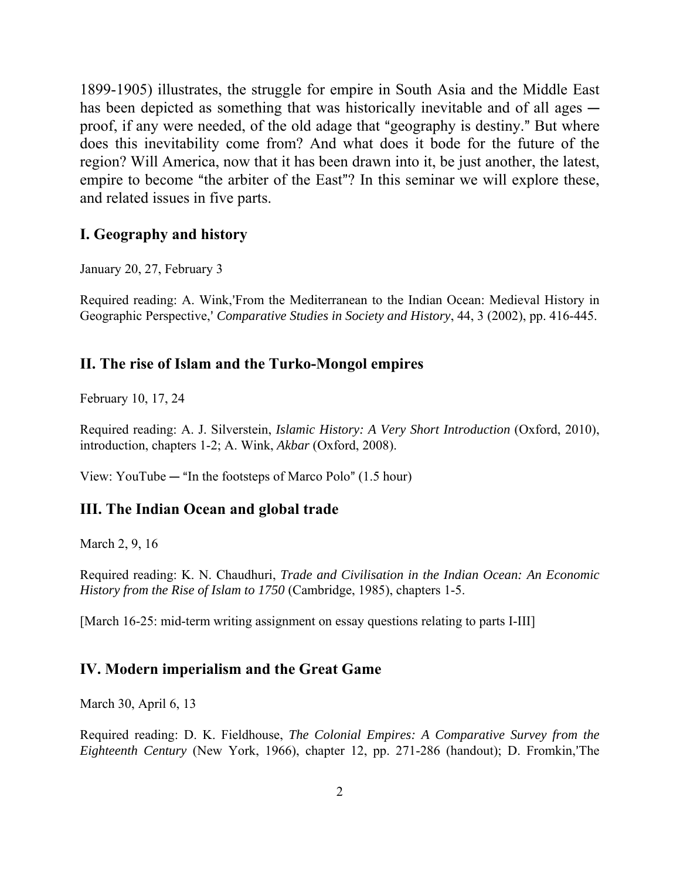1899-1905) illustrates, the struggle for empire in South Asia and the Middle East has been depicted as something that was historically inevitable and of all ages ― proof, if any were needed, of the old adage that "geography is destiny." But where does this inevitability come from? And what does it bode for the future of the region? Will America, now that it has been drawn into it, be just another, the latest, empire to become "the arbiter of the East"? In this seminar we will explore these, and related issues in five parts.

## I. Geography and history

January 20, 27, February 3

Required reading: A. Wink,'From the Mediterranean to the Indian Ocean: Medieval History in Geographic Perspective,' *Comparative Studies in Society and History*, 44, 3 (2002), pp. 416-445.

## II. The rise of Islam and the Turko-Mongol empires

February 10, 17, 24

Required reading: A. J. Silverstein, *Islamic History: A Very Short Introduction* (Oxford, 2010), introduction, chapters 1-2; A. Wink, *Akbar* (Oxford, 2008).

View: YouTube ― "In the footsteps of Marco Polo" (1.5 hour)

## III. The Indian Ocean and global trade

March 2, 9, 16

Required reading: K. N. Chaudhuri, *Trade and Civilisation in the Indian Ocean: An Economic History from the Rise of Islam to 1750* (Cambridge, 1985), chapters 1-5.

[March 16-25: mid-term writing assignment on essay questions relating to parts I-III]

## IV. Modern imperialism and the Great Game

March 30, April 6, 13

Required reading: D. K. Fieldhouse, *The Colonial Empires: A Comparative Survey from the Eighteenth Century* (New York, 1966), chapter 12, pp. 271-286 (handout); D. Fromkin,'The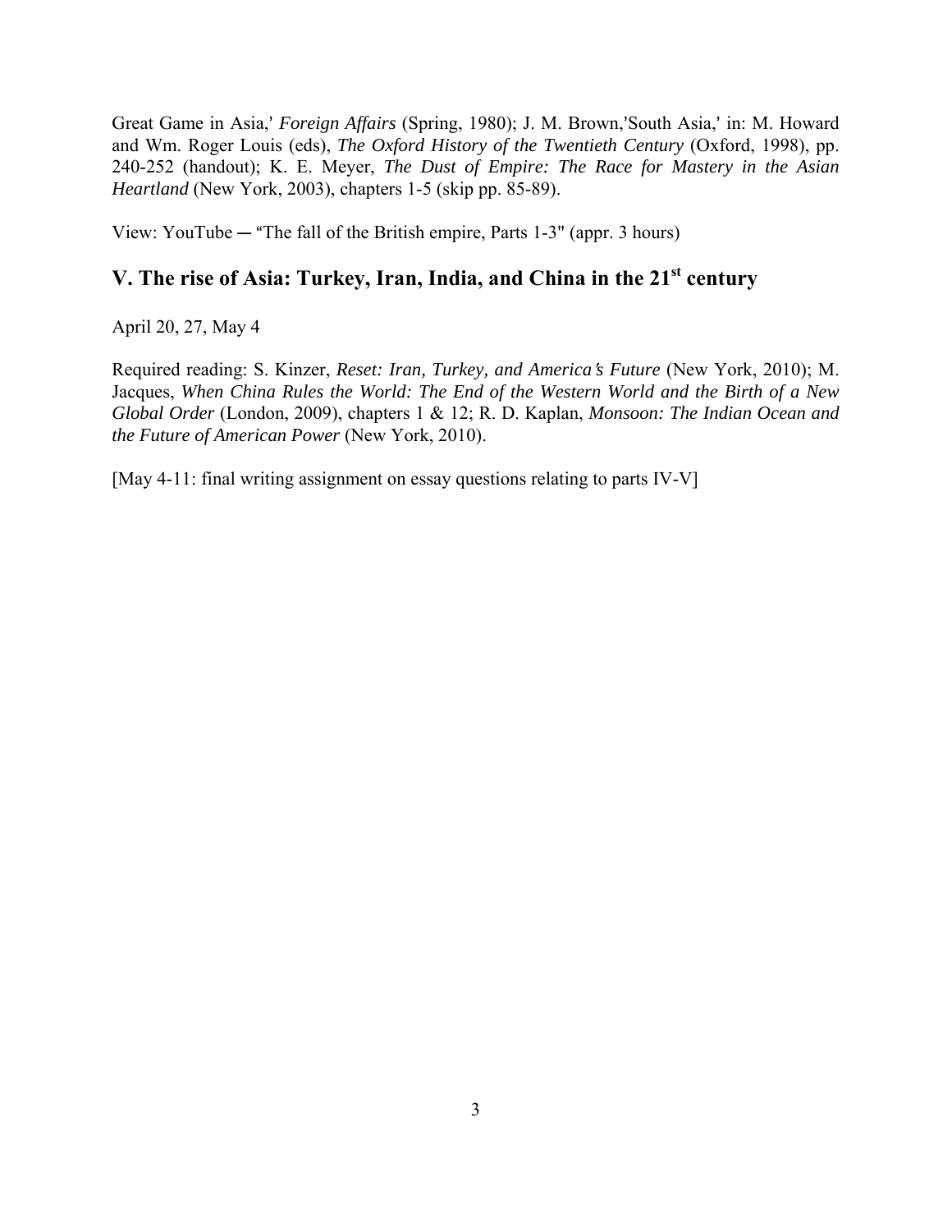Great Game in Asia,' *Foreign Affairs* (Spring, 1980); J. M. Brown,'South Asia,' in: M. Howard and Wm. Roger Louis (eds), *The Oxford History of the Twentieth Century* (Oxford, 1998), pp. 240-252 (handout); K. E. Meyer, *The Dust of Empire: The Race for Mastery in the Asian Heartland* (New York, 2003), chapters 1-5 (skip pp. 85-89).

View: YouTube ― "The fall of the British empire, Parts 1-3" (appr. 3 hours)

## V. The rise of Asia: Turkey, Iran, India, and China in the 21st century

April 20, 27, May 4

Required reading: S. Kinzer, *Reset: Iran, Turkey, and America's Future* (New York, 2010); M. Jacques, *When China Rules the World: The End of the Western World and the Birth of a New Global Order* (London, 2009), chapters 1 & 12; R. D. Kaplan, *Monsoon: The Indian Ocean and the Future of American Power* (New York, 2010).

[May 4-11: final writing assignment on essay questions relating to parts IV-V]